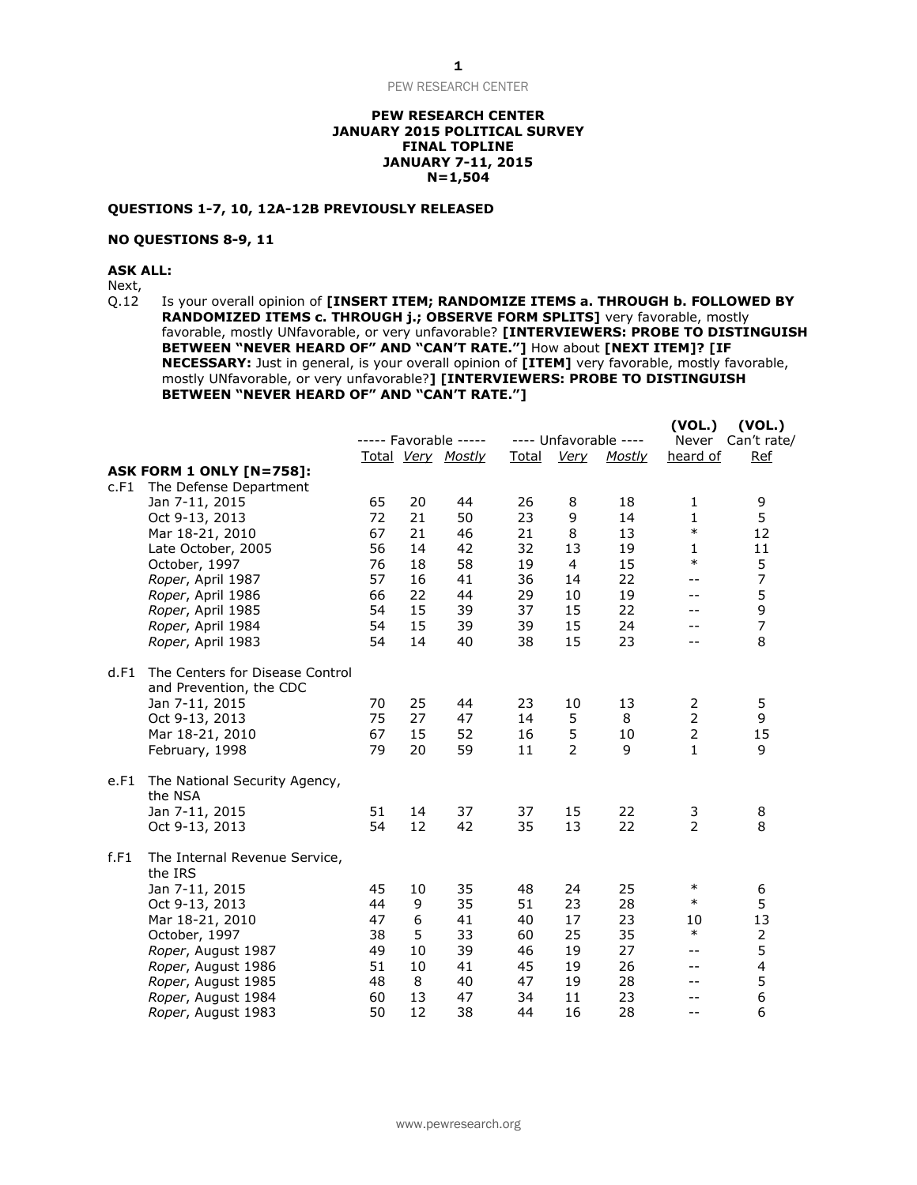**PEW RESEARCH CENTER**
**JANUARY 2015 POLITICAL SURVEY**
**FINAL TOPLINE**
**JANUARY 7-11, 2015**
**N=1,504**

**QUESTIONS 1-7, 10, 12A-12B PREVIOUSLY RELEASED**

**NO QUESTIONS 8-9, 11**

**ASK ALL:**
Next,
Q.12 Is your overall opinion of **[INSERT ITEM; RANDOMIZE ITEMS a. THROUGH b. FOLLOWED BY RANDOMIZED ITEMS c. THROUGH j.; OBSERVE FORM SPLITS]** very favorable, mostly favorable, mostly UNfavorable, or very unfavorable? **[INTERVIEWERS: PROBE TO DISTINGUISH BETWEEN "NEVER HEARD OF" AND "CAN'T RATE."]** How about **[NEXT ITEM]? [IF NECESSARY:** Just in general, is your overall opinion of **[ITEM]** very favorable, mostly favorable, mostly UNfavorable, or very unfavorable?**] [INTERVIEWERS: PROBE TO DISTINGUISH BETWEEN "NEVER HEARD OF" AND "CAN'T RATE."]**

| | ----- Favorable ----- | | | ---- Unfavorable ---- | | | (VOL.) Never heard of | (VOL.) Can't rate/ Ref |
|---|---|---|---|---|---|---|---|---|
| | Total | *Very* | *Mostly* | Total | *Very* | *Mostly* | | |
| **ASK FORM 1 ONLY [N=758]:** | | | | | | | | |
| c.F1 The Defense Department | | | | | | | | |
| Jan 7-11, 2015 | 65 | 20 | 44 | 26 | 8 | 18 | 1 | 9 |
| Oct 9-13, 2013 | 72 | 21 | 50 | 23 | 9 | 14 | 1 | 5 |
| Mar 18-21, 2010 | 67 | 21 | 46 | 21 | 8 | 13 | * | 12 |
| Late October, 2005 | 56 | 14 | 42 | 32 | 13 | 19 | 1 | 11 |
| October, 1997 | 76 | 18 | 58 | 19 | 4 | 15 | * | 5 |
| *Roper*, April 1987 | 57 | 16 | 41 | 36 | 14 | 22 | -- | 7 |
| *Roper*, April 1986 | 66 | 22 | 44 | 29 | 10 | 19 | -- | 5 |
| *Roper*, April 1985 | 54 | 15 | 39 | 37 | 15 | 22 | -- | 9 |
| *Roper*, April 1984 | 54 | 15 | 39 | 39 | 15 | 24 | -- | 7 |
| *Roper*, April 1983 | 54 | 14 | 40 | 38 | 15 | 23 | -- | 8 |
| d.F1 The Centers for Disease Control and Prevention, the CDC | | | | | | | | |
| Jan 7-11, 2015 | 70 | 25 | 44 | 23 | 10 | 13 | 2 | 5 |
| Oct 9-13, 2013 | 75 | 27 | 47 | 14 | 5 | 8 | 2 | 9 |
| Mar 18-21, 2010 | 67 | 15 | 52 | 16 | 5 | 10 | 2 | 15 |
| February, 1998 | 79 | 20 | 59 | 11 | 2 | 9 | 1 | 9 |
| e.F1 The National Security Agency, the NSA | | | | | | | | |
| Jan 7-11, 2015 | 51 | 14 | 37 | 37 | 15 | 22 | 3 | 8 |
| Oct 9-13, 2013 | 54 | 12 | 42 | 35 | 13 | 22 | 2 | 8 |
| f.F1 The Internal Revenue Service, the IRS | | | | | | | | |
| Jan 7-11, 2015 | 45 | 10 | 35 | 48 | 24 | 25 | * | 6 |
| Oct 9-13, 2013 | 44 | 9 | 35 | 51 | 23 | 28 | * | 5 |
| Mar 18-21, 2010 | 47 | 6 | 41 | 40 | 17 | 23 | 10 | 13 |
| October, 1997 | 38 | 5 | 33 | 60 | 25 | 35 | * | 2 |
| *Roper*, August 1987 | 49 | 10 | 39 | 46 | 19 | 27 | -- | 5 |
| *Roper*, August 1986 | 51 | 10 | 41 | 45 | 19 | 26 | -- | 4 |
| *Roper*, August 1985 | 48 | 8 | 40 | 47 | 19 | 28 | -- | 5 |
| *Roper*, August 1984 | 60 | 13 | 47 | 34 | 11 | 23 | -- | 6 |
| *Roper*, August 1983 | 50 | 12 | 38 | 44 | 16 | 28 | -- | 6 |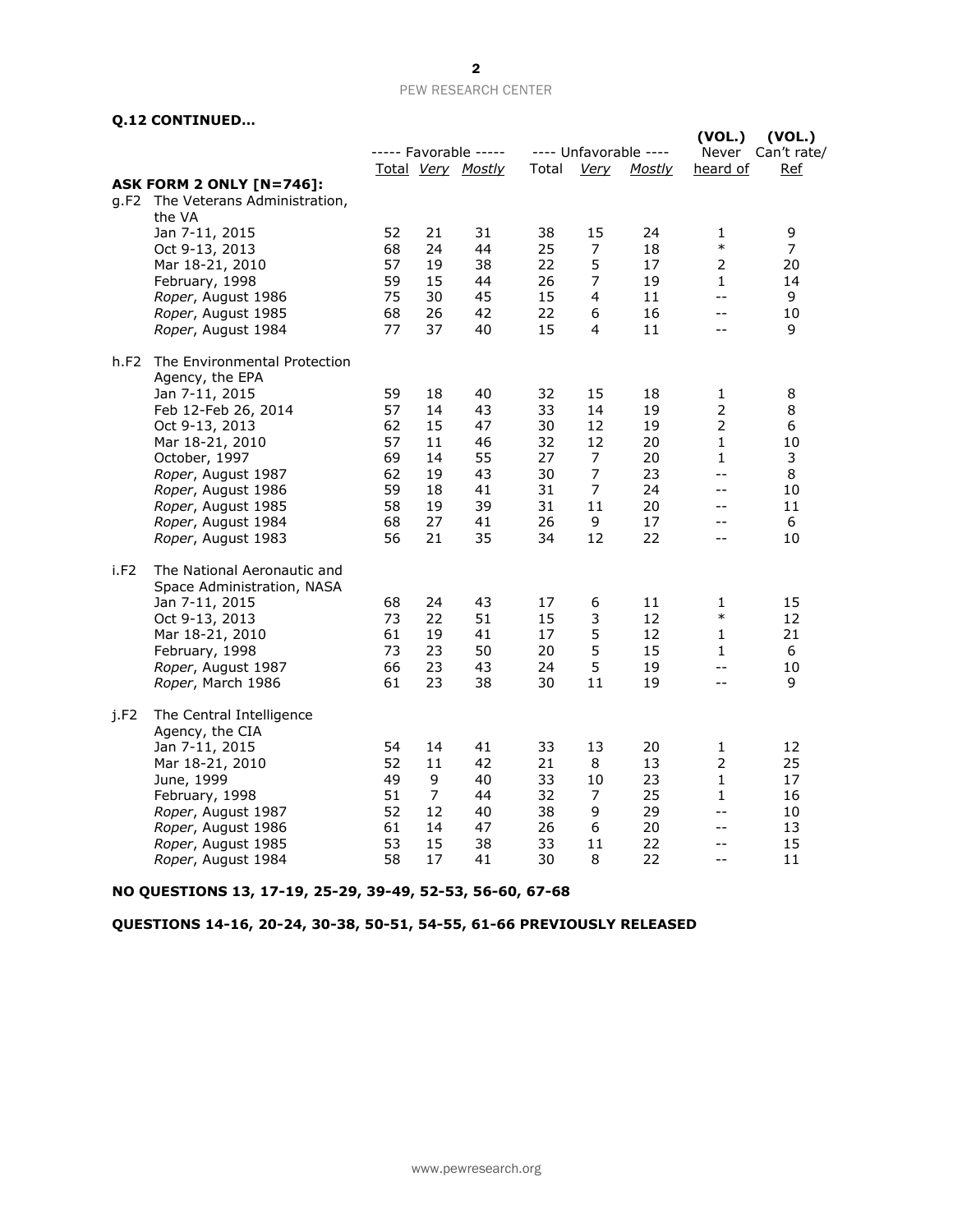**Q.12 CONTINUED...**

| | | ----- Favorable ----- | | | ---- Unfavorable ---- | | | (VOL.) | (VOL.) |
|---|---|---|---|---|---|---|---|---|---|
| | | Total | *Very* | *Mostly* | Total | *Very* | *Mostly* | Never heard of | Can't rate/ Ref |
| **ASK FORM 2 ONLY [N=746]:** | | | | | | | | | |
| g.F2 | The Veterans Administration, the VA | | | | | | | | |
| | Jan 7-11, 2015 | 52 | 21 | 31 | 38 | 15 | 24 | 1 | 9 |
| | Oct 9-13, 2013 | 68 | 24 | 44 | 25 | 7 | 18 | * | 7 |
| | Mar 18-21, 2010 | 57 | 19 | 38 | 22 | 5 | 17 | 2 | 20 |
| | February, 1998 | 59 | 15 | 44 | 26 | 7 | 19 | 1 | 14 |
| | *Roper*, August 1986 | 75 | 30 | 45 | 15 | 4 | 11 | -- | 9 |
| | *Roper*, August 1985 | 68 | 26 | 42 | 22 | 6 | 16 | -- | 10 |
| | *Roper*, August 1984 | 77 | 37 | 40 | 15 | 4 | 11 | -- | 9 |
| h.F2 | The Environmental Protection Agency, the EPA | | | | | | | | |
| | Jan 7-11, 2015 | 59 | 18 | 40 | 32 | 15 | 18 | 1 | 8 |
| | Feb 12-Feb 26, 2014 | 57 | 14 | 43 | 33 | 14 | 19 | 2 | 8 |
| | Oct 9-13, 2013 | 62 | 15 | 47 | 30 | 12 | 19 | 2 | 6 |
| | Mar 18-21, 2010 | 57 | 11 | 46 | 32 | 12 | 20 | 1 | 10 |
| | October, 1997 | 69 | 14 | 55 | 27 | 7 | 20 | 1 | 3 |
| | *Roper*, August 1987 | 62 | 19 | 43 | 30 | 7 | 23 | -- | 8 |
| | *Roper*, August 1986 | 59 | 18 | 41 | 31 | 7 | 24 | -- | 10 |
| | *Roper*, August 1985 | 58 | 19 | 39 | 31 | 11 | 20 | -- | 11 |
| | *Roper*, August 1984 | 68 | 27 | 41 | 26 | 9 | 17 | -- | 6 |
| | *Roper*, August 1983 | 56 | 21 | 35 | 34 | 12 | 22 | -- | 10 |
| i.F2 | The National Aeronautic and Space Administration, NASA | | | | | | | | |
| | Jan 7-11, 2015 | 68 | 24 | 43 | 17 | 6 | 11 | 1 | 15 |
| | Oct 9-13, 2013 | 73 | 22 | 51 | 15 | 3 | 12 | * | 12 |
| | Mar 18-21, 2010 | 61 | 19 | 41 | 17 | 5 | 12 | 1 | 21 |
| | February, 1998 | 73 | 23 | 50 | 20 | 5 | 15 | 1 | 6 |
| | *Roper*, August 1987 | 66 | 23 | 43 | 24 | 5 | 19 | -- | 10 |
| | *Roper*, March 1986 | 61 | 23 | 38 | 30 | 11 | 19 | -- | 9 |
| j.F2 | The Central Intelligence Agency, the CIA | | | | | | | | |
| | Jan 7-11, 2015 | 54 | 14 | 41 | 33 | 13 | 20 | 1 | 12 |
| | Mar 18-21, 2010 | 52 | 11 | 42 | 21 | 8 | 13 | 2 | 25 |
| | June, 1999 | 49 | 9 | 40 | 33 | 10 | 23 | 1 | 17 |
| | February, 1998 | 51 | 7 | 44 | 32 | 7 | 25 | 1 | 16 |
| | *Roper*, August 1987 | 52 | 12 | 40 | 38 | 9 | 29 | -- | 10 |
| | *Roper*, August 1986 | 61 | 14 | 47 | 26 | 6 | 20 | -- | 13 |
| | *Roper*, August 1985 | 53 | 15 | 38 | 33 | 11 | 22 | -- | 15 |
| | *Roper*, August 1984 | 58 | 17 | 41 | 30 | 8 | 22 | -- | 11 |

**NO QUESTIONS 13, 17-19, 25-29, 39-49, 52-53, 56-60, 67-68**

**QUESTIONS 14-16, 20-24, 30-38, 50-51, 54-55, 61-66 PREVIOUSLY RELEASED**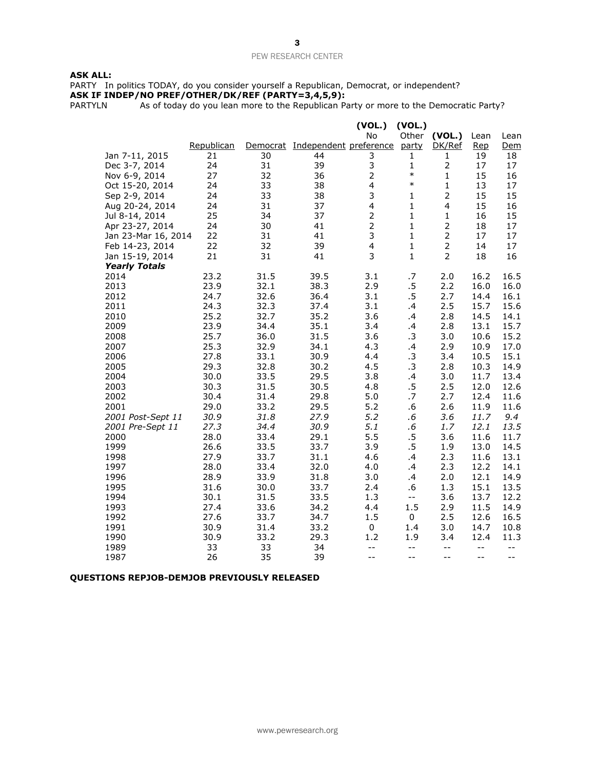**ASK ALL:**

PARTY In politics TODAY, do you consider yourself a Republican, Democrat, or independent?

**ASK IF INDEP/NO PREF/OTHER/DK/REF (PARTY=3,4,5,9):**

PARTYLN As of today do you lean more to the Republican Party or more to the Democratic Party?

| | Republican | Democrat | Independent | (VOL.) No preference | (VOL.) Other party | (VOL.) DK/Ref | Lean Rep | Lean Dem |
|---|---|---|---|---|---|---|---|---|
| Jan 7-11, 2015 | 21 | 30 | 44 | 3 | 1 | 1 | 19 | 18 |
| Dec 3-7, 2014 | 24 | 31 | 39 | 3 | 1 | 2 | 17 | 17 |
| Nov 6-9, 2014 | 27 | 32 | 36 | 2 | * | 1 | 15 | 16 |
| Oct 15-20, 2014 | 24 | 33 | 38 | 4 | * | 1 | 13 | 17 |
| Sep 2-9, 2014 | 24 | 33 | 38 | 3 | 1 | 2 | 15 | 15 |
| Aug 20-24, 2014 | 24 | 31 | 37 | 4 | 1 | 4 | 15 | 16 |
| Jul 8-14, 2014 | 25 | 34 | 37 | 2 | 1 | 1 | 16 | 15 |
| Apr 23-27, 2014 | 24 | 30 | 41 | 2 | 1 | 2 | 18 | 17 |
| Jan 23-Mar 16, 2014 | 22 | 31 | 41 | 3 | 1 | 2 | 17 | 17 |
| Feb 14-23, 2014 | 22 | 32 | 39 | 4 | 1 | 2 | 14 | 17 |
| Jan 15-19, 2014 | 21 | 31 | 41 | 3 | 1 | 2 | 18 | 16 |
| ***Yearly Totals*** | | | | | | | | |
| 2014 | 23.2 | 31.5 | 39.5 | 3.1 | .7 | 2.0 | 16.2 | 16.5 |
| 2013 | 23.9 | 32.1 | 38.3 | 2.9 | .5 | 2.2 | 16.0 | 16.0 |
| 2012 | 24.7 | 32.6 | 36.4 | 3.1 | .5 | 2.7 | 14.4 | 16.1 |
| 2011 | 24.3 | 32.3 | 37.4 | 3.1 | .4 | 2.5 | 15.7 | 15.6 |
| 2010 | 25.2 | 32.7 | 35.2 | 3.6 | .4 | 2.8 | 14.5 | 14.1 |
| 2009 | 23.9 | 34.4 | 35.1 | 3.4 | .4 | 2.8 | 13.1 | 15.7 |
| 2008 | 25.7 | 36.0 | 31.5 | 3.6 | .3 | 3.0 | 10.6 | 15.2 |
| 2007 | 25.3 | 32.9 | 34.1 | 4.3 | .4 | 2.9 | 10.9 | 17.0 |
| 2006 | 27.8 | 33.1 | 30.9 | 4.4 | .3 | 3.4 | 10.5 | 15.1 |
| 2005 | 29.3 | 32.8 | 30.2 | 4.5 | .3 | 2.8 | 10.3 | 14.9 |
| 2004 | 30.0 | 33.5 | 29.5 | 3.8 | .4 | 3.0 | 11.7 | 13.4 |
| 2003 | 30.3 | 31.5 | 30.5 | 4.8 | .5 | 2.5 | 12.0 | 12.6 |
| 2002 | 30.4 | 31.4 | 29.8 | 5.0 | .7 | 2.7 | 12.4 | 11.6 |
| 2001 | 29.0 | 33.2 | 29.5 | 5.2 | .6 | 2.6 | 11.9 | 11.6 |
| *2001 Post-Sept 11* | *30.9* | *31.8* | *27.9* | *5.2* | *.6* | *3.6* | *11.7* | *9.4* |
| *2001 Pre-Sept 11* | *27.3* | *34.4* | *30.9* | *5.1* | *.6* | *1.7* | *12.1* | *13.5* |
| 2000 | 28.0 | 33.4 | 29.1 | 5.5 | .5 | 3.6 | 11.6 | 11.7 |
| 1999 | 26.6 | 33.5 | 33.7 | 3.9 | .5 | 1.9 | 13.0 | 14.5 |
| 1998 | 27.9 | 33.7 | 31.1 | 4.6 | .4 | 2.3 | 11.6 | 13.1 |
| 1997 | 28.0 | 33.4 | 32.0 | 4.0 | .4 | 2.3 | 12.2 | 14.1 |
| 1996 | 28.9 | 33.9 | 31.8 | 3.0 | .4 | 2.0 | 12.1 | 14.9 |
| 1995 | 31.6 | 30.0 | 33.7 | 2.4 | .6 | 1.3 | 15.1 | 13.5 |
| 1994 | 30.1 | 31.5 | 33.5 | 1.3 | -- | 3.6 | 13.7 | 12.2 |
| 1993 | 27.4 | 33.6 | 34.2 | 4.4 | 1.5 | 2.9 | 11.5 | 14.9 |
| 1992 | 27.6 | 33.7 | 34.7 | 1.5 | 0 | 2.5 | 12.6 | 16.5 |
| 1991 | 30.9 | 31.4 | 33.2 | 0 | 1.4 | 3.0 | 14.7 | 10.8 |
| 1990 | 30.9 | 33.2 | 29.3 | 1.2 | 1.9 | 3.4 | 12.4 | 11.3 |
| 1989 | 33 | 33 | 34 | -- | -- | -- | -- | -- |
| 1987 | 26 | 35 | 39 | -- | -- | -- | -- | -- |

**QUESTIONS REPJOB-DEMJOB PREVIOUSLY RELEASED**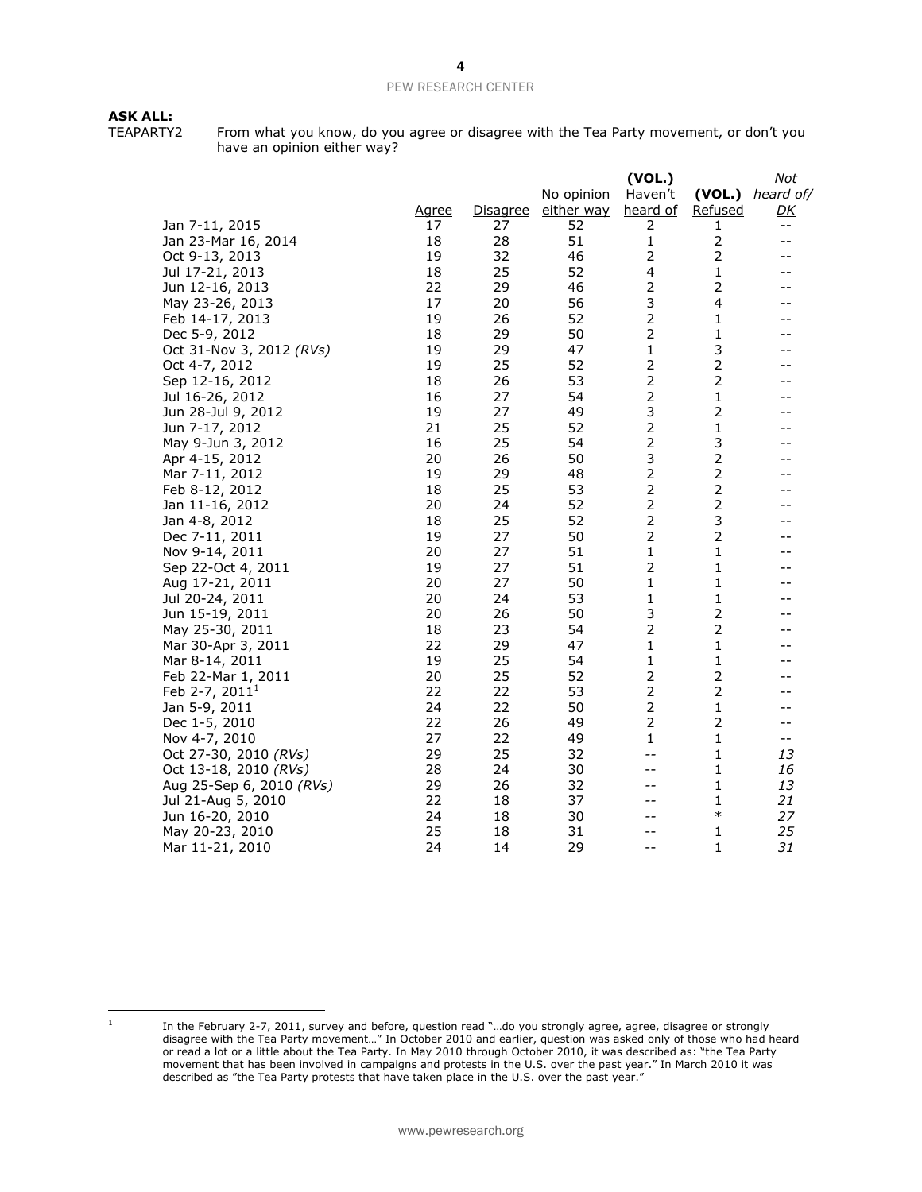**ASK ALL:**

TEAPARTY2 From what you know, do you agree or disagree with the Tea Party movement, or don't you have an opinion either way?

| | Agree | Disagree | No opinion either way | (VOL.) Haven't heard of | (VOL.) Refused | *Not heard of/ DK* |
|---|---|---|---|---|---|---|
| Jan 7-11, 2015 | 17 | 27 | 52 | 2 | 1 | -- |
| Jan 23-Mar 16, 2014 | 18 | 28 | 51 | 1 | 2 | -- |
| Oct 9-13, 2013 | 19 | 32 | 46 | 2 | 2 | -- |
| Jul 17-21, 2013 | 18 | 25 | 52 | 4 | 1 | -- |
| Jun 12-16, 2013 | 22 | 29 | 46 | 2 | 2 | -- |
| May 23-26, 2013 | 17 | 20 | 56 | 3 | 4 | -- |
| Feb 14-17, 2013 | 19 | 26 | 52 | 2 | 1 | -- |
| Dec 5-9, 2012 | 18 | 29 | 50 | 2 | 1 | -- |
| Oct 31-Nov 3, 2012 *(RVs)* | 19 | 29 | 47 | 1 | 3 | -- |
| Oct 4-7, 2012 | 19 | 25 | 52 | 2 | 2 | -- |
| Sep 12-16, 2012 | 18 | 26 | 53 | 2 | 2 | -- |
| Jul 16-26, 2012 | 16 | 27 | 54 | 2 | 1 | -- |
| Jun 28-Jul 9, 2012 | 19 | 27 | 49 | 3 | 2 | -- |
| Jun 7-17, 2012 | 21 | 25 | 52 | 2 | 1 | -- |
| May 9-Jun 3, 2012 | 16 | 25 | 54 | 2 | 3 | -- |
| Apr 4-15, 2012 | 20 | 26 | 50 | 3 | 2 | -- |
| Mar 7-11, 2012 | 19 | 29 | 48 | 2 | 2 | -- |
| Feb 8-12, 2012 | 18 | 25 | 53 | 2 | 2 | -- |
| Jan 11-16, 2012 | 20 | 24 | 52 | 2 | 2 | -- |
| Jan 4-8, 2012 | 18 | 25 | 52 | 2 | 3 | -- |
| Dec 7-11, 2011 | 19 | 27 | 50 | 2 | 2 | -- |
| Nov 9-14, 2011 | 20 | 27 | 51 | 1 | 1 | -- |
| Sep 22-Oct 4, 2011 | 19 | 27 | 51 | 2 | 1 | -- |
| Aug 17-21, 2011 | 20 | 27 | 50 | 1 | 1 | -- |
| Jul 20-24, 2011 | 20 | 24 | 53 | 1 | 1 | -- |
| Jun 15-19, 2011 | 20 | 26 | 50 | 3 | 2 | -- |
| May 25-30, 2011 | 18 | 23 | 54 | 2 | 2 | -- |
| Mar 30-Apr 3, 2011 | 22 | 29 | 47 | 1 | 1 | -- |
| Mar 8-14, 2011 | 19 | 25 | 54 | 1 | 1 | -- |
| Feb 22-Mar 1, 2011 | 20 | 25 | 52 | 2 | 2 | -- |
| Feb 2-7, 2011[1] | 22 | 22 | 53 | 2 | 2 | -- |
| Jan 5-9, 2011 | 24 | 22 | 50 | 2 | 1 | -- |
| Dec 1-5, 2010 | 22 | 26 | 49 | 2 | 2 | -- |
| Nov 4-7, 2010 | 27 | 22 | 49 | 1 | 1 | -- |
| Oct 27-30, 2010 *(RVs)* | 29 | 25 | 32 | -- | 1 | *13* |
| Oct 13-18, 2010 *(RVs)* | 28 | 24 | 30 | -- | 1 | *16* |
| Aug 25-Sep 6, 2010 *(RVs)* | 29 | 26 | 32 | -- | 1 | *13* |
| Jul 21-Aug 5, 2010 | 22 | 18 | 37 | -- | 1 | *21* |
| Jun 16-20, 2010 | 24 | 18 | 30 | -- | * | *27* |
| May 20-23, 2010 | 25 | 18 | 31 | -- | 1 | *25* |
| Mar 11-21, 2010 | 24 | 14 | 29 | -- | 1 | *31* |

[1] In the February 2-7, 2011, survey and before, question read "…do you strongly agree, agree, disagree or strongly disagree with the Tea Party movement…" In October 2010 and earlier, question was asked only of those who had heard or read a lot or a little about the Tea Party. In May 2010 through October 2010, it was described as: "the Tea Party movement that has been involved in campaigns and protests in the U.S. over the past year." In March 2010 it was described as "the Tea Party protests that have taken place in the U.S. over the past year."